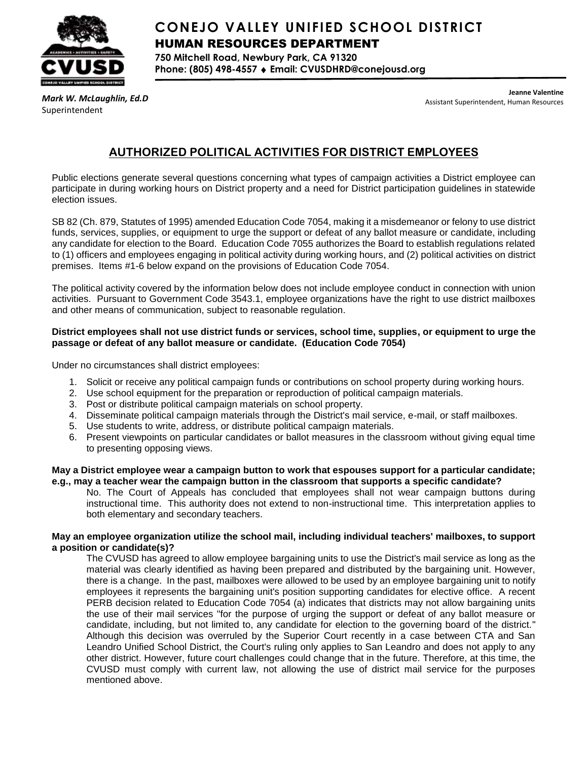# CONEJO VALLEY UNIFIED SCHOOL DISTRICT

## HUMAN RESOURCES DEPARTMENT

**750 Mitchell Road, Newbury Park, CA 91320**
**Phone: (805) 498-4557 ♦ Email: CVUSDHRD@conejousd.org**

***Mark W. McLaughlin, Ed.D***
Superintendent

**Jeanne Valentine**
Assistant Superintendent, Human Resources

## AUTHORIZED POLITICAL ACTIVITIES FOR DISTRICT EMPLOYEES

Public elections generate several questions concerning what types of campaign activities a District employee can participate in during working hours on District property and a need for District participation guidelines in statewide election issues.

SB 82 (Ch. 879, Statutes of 1995) amended Education Code 7054, making it a misdemeanor or felony to use district funds, services, supplies, or equipment to urge the support or defeat of any ballot measure or candidate, including any candidate for election to the Board. Education Code 7055 authorizes the Board to establish regulations related to (1) officers and employees engaging in political activity during working hours, and (2) political activities on district premises. Items #1-6 below expand on the provisions of Education Code 7054.

The political activity covered by the information below does not include employee conduct in connection with union activities. Pursuant to Government Code 3543.1, employee organizations have the right to use district mailboxes and other means of communication, subject to reasonable regulation.

**District employees shall not use district funds or services, school time, supplies, or equipment to urge the passage or defeat of any ballot measure or candidate. (Education Code 7054)**

Under no circumstances shall district employees:

1. Solicit or receive any political campaign funds or contributions on school property during working hours.
2. Use school equipment for the preparation or reproduction of political campaign materials.
3. Post or distribute political campaign materials on school property.
4. Disseminate political campaign materials through the District's mail service, e-mail, or staff mailboxes.
5. Use students to write, address, or distribute political campaign materials.
6. Present viewpoints on particular candidates or ballot measures in the classroom without giving equal time to presenting opposing views.

**May a District employee wear a campaign button to work that espouses support for a particular candidate; e.g., may a teacher wear the campaign button in the classroom that supports a specific candidate?**

No. The Court of Appeals has concluded that employees shall not wear campaign buttons during instructional time. This authority does not extend to non-instructional time. This interpretation applies to both elementary and secondary teachers.

**May an employee organization utilize the school mail, including individual teachers' mailboxes, to support a position or candidate(s)?**

The CVUSD has agreed to allow employee bargaining units to use the District's mail service as long as the material was clearly identified as having been prepared and distributed by the bargaining unit. However, there is a change. In the past, mailboxes were allowed to be used by an employee bargaining unit to notify employees it represents the bargaining unit's position supporting candidates for elective office. A recent PERB decision related to Education Code 7054 (a) indicates that districts may not allow bargaining units the use of their mail services "for the purpose of urging the support or defeat of any ballot measure or candidate, including, but not limited to, any candidate for election to the governing board of the district." Although this decision was overruled by the Superior Court recently in a case between CTA and San Leandro Unified School District, the Court's ruling only applies to San Leandro and does not apply to any other district. However, future court challenges could change that in the future. Therefore, at this time, the CVUSD must comply with current law, not allowing the use of district mail service for the purposes mentioned above.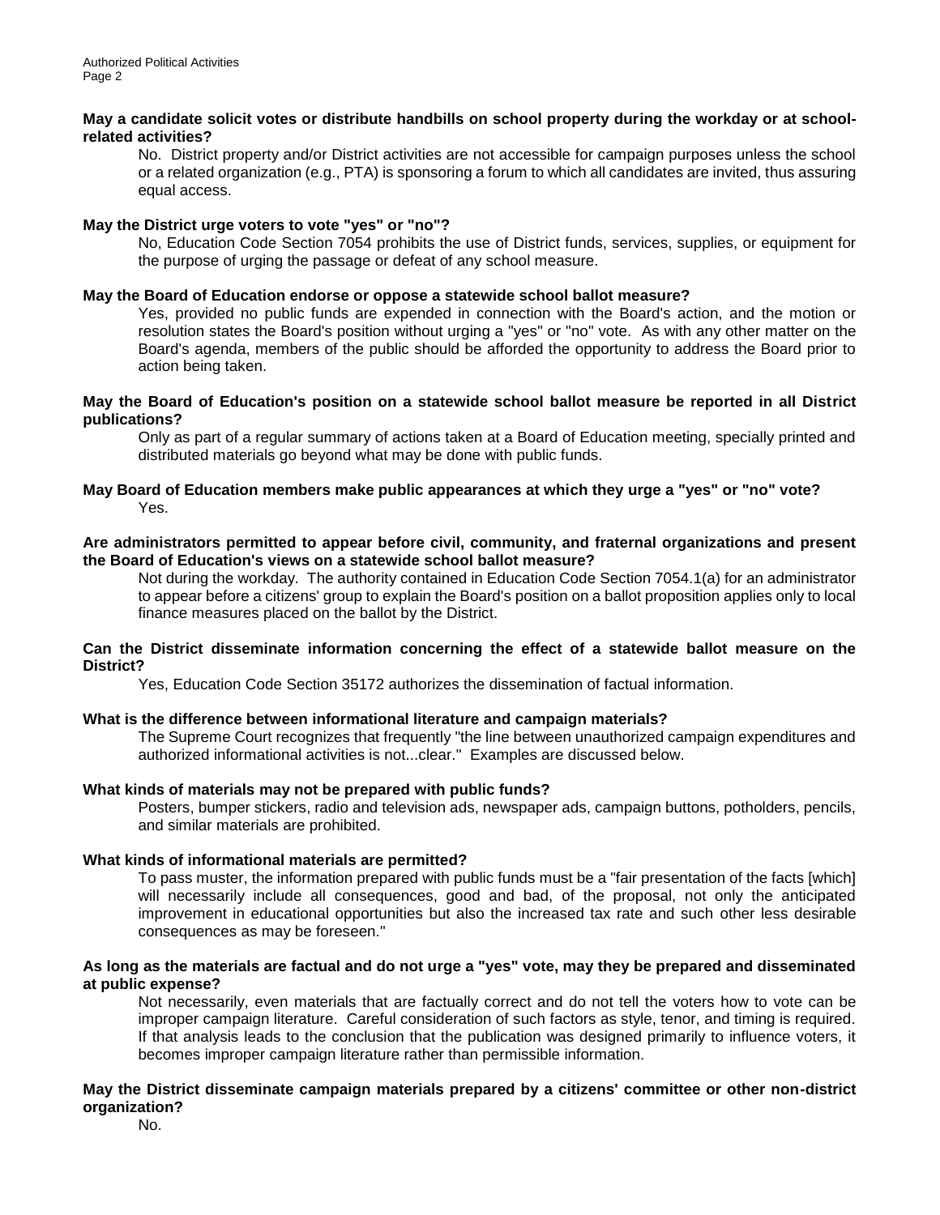**May a candidate solicit votes or distribute handbills on school property during the workday or at school-related activities?**

No. District property and/or District activities are not accessible for campaign purposes unless the school or a related organization (e.g., PTA) is sponsoring a forum to which all candidates are invited, thus assuring equal access.

**May the District urge voters to vote "yes" or "no"?**

No, Education Code Section 7054 prohibits the use of District funds, services, supplies, or equipment for the purpose of urging the passage or defeat of any school measure.

**May the Board of Education endorse or oppose a statewide school ballot measure?**

Yes, provided no public funds are expended in connection with the Board's action, and the motion or resolution states the Board's position without urging a "yes" or "no" vote. As with any other matter on the Board's agenda, members of the public should be afforded the opportunity to address the Board prior to action being taken.

**May the Board of Education's position on a statewide school ballot measure be reported in all District publications?**

Only as part of a regular summary of actions taken at a Board of Education meeting, specially printed and distributed materials go beyond what may be done with public funds.

**May Board of Education members make public appearances at which they urge a "yes" or "no" vote?**

Yes.

**Are administrators permitted to appear before civil, community, and fraternal organizations and present the Board of Education's views on a statewide school ballot measure?**

Not during the workday. The authority contained in Education Code Section 7054.1(a) for an administrator to appear before a citizens' group to explain the Board's position on a ballot proposition applies only to local finance measures placed on the ballot by the District.

**Can the District disseminate information concerning the effect of a statewide ballot measure on the District?**

Yes, Education Code Section 35172 authorizes the dissemination of factual information.

**What is the difference between informational literature and campaign materials?**

The Supreme Court recognizes that frequently "the line between unauthorized campaign expenditures and authorized informational activities is not...clear." Examples are discussed below.

**What kinds of materials may not be prepared with public funds?**

Posters, bumper stickers, radio and television ads, newspaper ads, campaign buttons, potholders, pencils, and similar materials are prohibited.

**What kinds of informational materials are permitted?**

To pass muster, the information prepared with public funds must be a "fair presentation of the facts [which] will necessarily include all consequences, good and bad, of the proposal, not only the anticipated improvement in educational opportunities but also the increased tax rate and such other less desirable consequences as may be foreseen."

**As long as the materials are factual and do not urge a "yes" vote, may they be prepared and disseminated at public expense?**

Not necessarily, even materials that are factually correct and do not tell the voters how to vote can be improper campaign literature. Careful consideration of such factors as style, tenor, and timing is required. If that analysis leads to the conclusion that the publication was designed primarily to influence voters, it becomes improper campaign literature rather than permissible information.

**May the District disseminate campaign materials prepared by a citizens' committee or other non-district organization?**

No.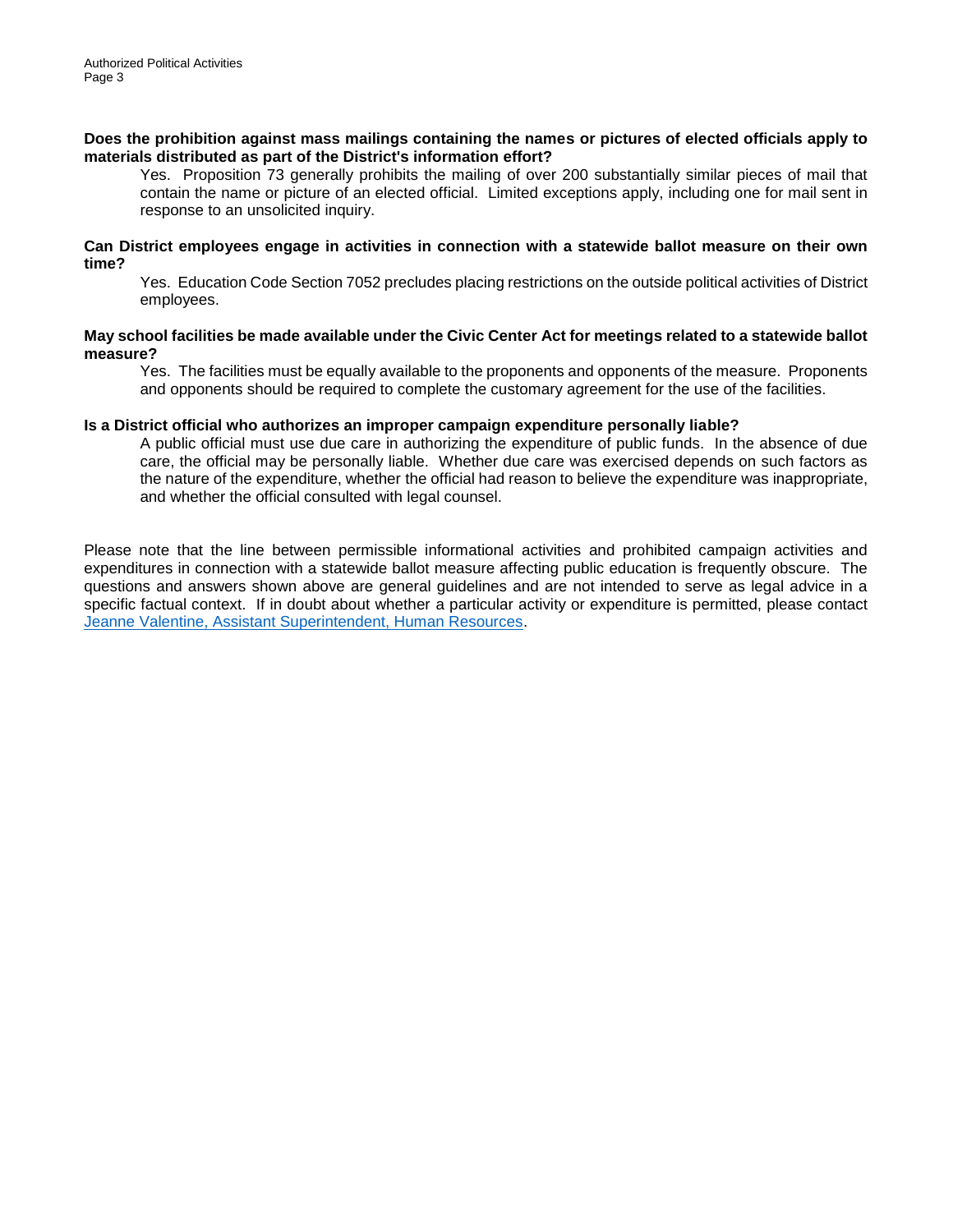**Does the prohibition against mass mailings containing the names or pictures of elected officials apply to materials distributed as part of the District's information effort?**

Yes. Proposition 73 generally prohibits the mailing of over 200 substantially similar pieces of mail that contain the name or picture of an elected official. Limited exceptions apply, including one for mail sent in response to an unsolicited inquiry.

**Can District employees engage in activities in connection with a statewide ballot measure on their own time?**

Yes. Education Code Section 7052 precludes placing restrictions on the outside political activities of District employees.

**May school facilities be made available under the Civic Center Act for meetings related to a statewide ballot measure?**

Yes. The facilities must be equally available to the proponents and opponents of the measure. Proponents and opponents should be required to complete the customary agreement for the use of the facilities.

**Is a District official who authorizes an improper campaign expenditure personally liable?**

A public official must use due care in authorizing the expenditure of public funds. In the absence of due care, the official may be personally liable. Whether due care was exercised depends on such factors as the nature of the expenditure, whether the official had reason to believe the expenditure was inappropriate, and whether the official consulted with legal counsel.

Please note that the line between permissible informational activities and prohibited campaign activities and expenditures in connection with a statewide ballot measure affecting public education is frequently obscure. The questions and answers shown above are general guidelines and are not intended to serve as legal advice in a specific factual context. If in doubt about whether a particular activity or expenditure is permitted, please contact Jeanne Valentine, Assistant Superintendent, Human Resources.